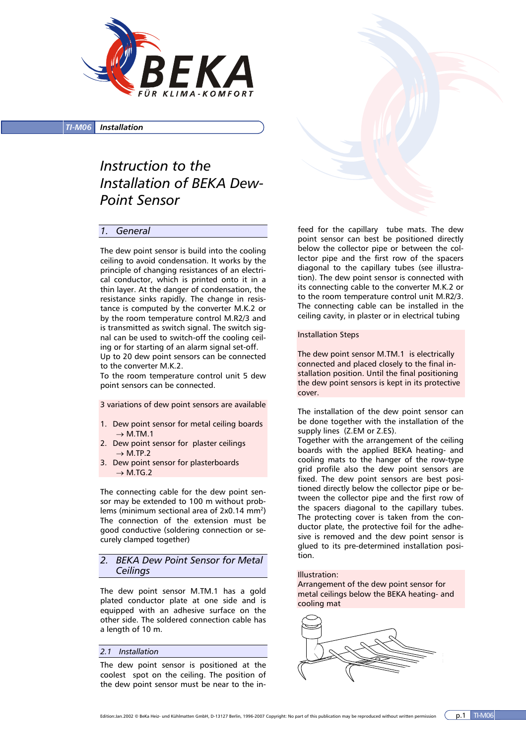TI-M06 **Installation**

# Instruction to the Installation of BEKA Dew-Point Sensor

## 1. General

The dew point sensor is build into the cooling ceiling to avoid condensation. It works by the principle of changing resistances of an electrical conductor, which is printed onto it in a thin layer. At the danger of condensation, the resistance sinks rapidly. The change in resistance is computed by the converter M.K.2 or by the room temperature control M.R2/3 and is transmitted as switch signal. The switch signal can be used to switch-off the cooling ceiling or for starting of an alarm signal set-off.
Up to 20 dew point sensors can be connected to the converter M.K.2.
To the room temperature control unit 5 dew point sensors can be connected.

3 variations of dew point sensors are available

1. Dew point sensor for metal ceiling boards
   → M.TM.1
2. Dew point sensor for plaster ceilings
   → M.TP.2
3. Dew point sensor for plasterboards
   → M.TG.2

The connecting cable for the dew point sensor may be extended to 100 m without problems (minimum sectional area of 2x0.14 mm²) The connection of the extension must be good conductive (soldering connection or securely clamped together)

## 2. BEKA Dew Point Sensor for Metal Ceilings

The dew point sensor M.TM.1 has a gold plated conductor plate at one side and is equipped with an adhesive surface on the other side. The soldered connection cable has a length of 10 m.

### 2.1 Installation

The dew point sensor is positioned at the coolest spot on the ceiling. The position of the dew point sensor must be near to the infeed for the capillary tube mats. The dew point sensor can best be positioned directly below the collector pipe or between the collector pipe and the first row of the spacers diagonal to the capillary tubes (see illustration). The dew point sensor is connected with its connecting cable to the converter M.K.2 or to the room temperature control unit M.R2/3. The connecting cable can be installed in the ceiling cavity, in plaster or in electrical tubing

Installation Steps

The dew point sensor M.TM.1 is electrically connected and placed closely to the final installation position. Until the final positioning the dew point sensors is kept in its protective cover.

The installation of the dew point sensor can be done together with the installation of the supply lines (Z.EM or Z.ES).
Together with the arrangement of the ceiling boards with the applied BEKA heating- and cooling mats to the hanger of the row-type grid profile also the dew point sensors are fixed. The dew point sensors are best positioned directly below the collector pipe or between the collector pipe and the first row of the spacers diagonal to the capillary tubes. The protecting cover is taken from the conductor plate, the protective foil for the adhesive is removed and the dew point sensor is glued to its pre-determined installation position.

Illustration:
Arrangement of the dew point sensor for metal ceilings below the BEKA heating- and cooling mat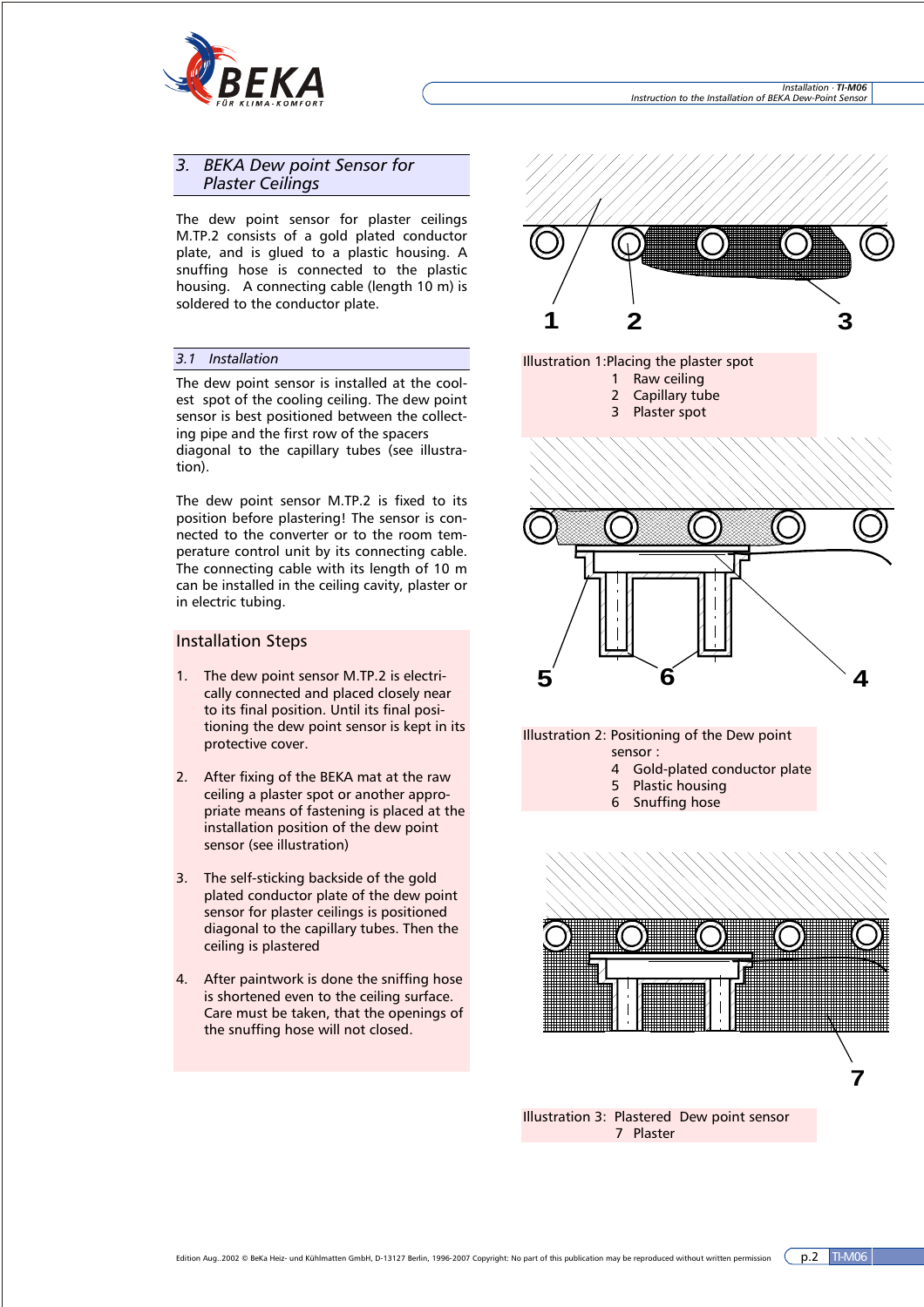## 3. BEKA Dew point Sensor for Plaster Ceilings

The dew point sensor for plaster ceilings M.TP.2 consists of a gold plated conductor plate, and is glued to a plastic housing. A snuffing hose is connected to the plastic housing. A connecting cable (length 10 m) is soldered to the conductor plate.

### 3.1 Installation

The dew point sensor is installed at the coolest spot of the cooling ceiling. The dew point sensor is best positioned between the collecting pipe and the first row of the spacers diagonal to the capillary tubes (see illustration).

The dew point sensor M.TP.2 is fixed to its position before plastering! The sensor is connected to the converter or to the room temperature control unit by its connecting cable. The connecting cable with its length of 10 m can be installed in the ceiling cavity, plaster or in electric tubing.

### Installation Steps

1. The dew point sensor M.TP.2 is electrically connected and placed closely near to its final position. Until its final positioning the dew point sensor is kept in its protective cover.

2. After fixing of the BEKA mat at the raw ceiling a plaster spot or another appropriate means of fastening is placed at the installation position of the dew point sensor (see illustration)

3. The self-sticking backside of the gold plated conductor plate of the dew point sensor for plaster ceilings is positioned diagonal to the capillary tubes. Then the ceiling is plastered

4. After paintwork is done the sniffing hose is shortened even to the ceiling surface. Care must be taken, that the openings of the snuffing hose will not closed.

Illustration 1: Placing the plaster spot
1 Raw ceiling
2 Capillary tube
3 Plaster spot

Illustration 2: Positioning of the Dew point sensor :
4 Gold-plated conductor plate
5 Plastic housing
6 Snuffing hose

Illustration 3: Plastered Dew point sensor
7 Plaster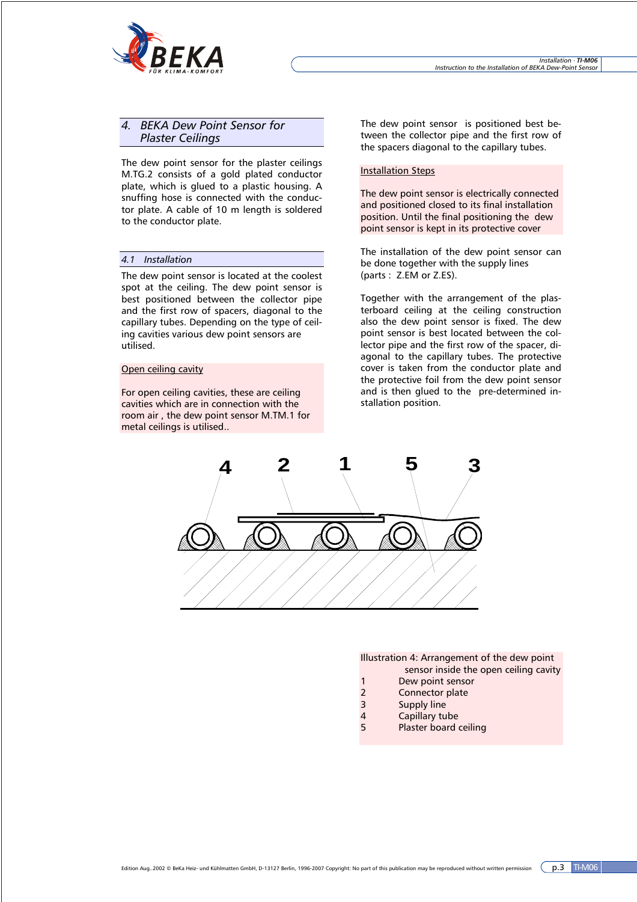## 4. BEKA Dew Point Sensor for Plaster Ceilings

The dew point sensor for the plaster ceilings M.TG.2 consists of a gold plated conductor plate, which is glued to a plastic housing. A snuffing hose is connected with the conductor plate. A cable of 10 m length is soldered to the conductor plate.

### 4.1 Installation

The dew point sensor is located at the coolest spot at the ceiling. The dew point sensor is best positioned between the collector pipe and the first row of spacers, diagonal to the capillary tubes. Depending on the type of ceiling cavities various dew point sensors are utilised.

Open ceiling cavity

For open ceiling cavities, these are ceiling cavities which are in connection with the room air , the dew point sensor M.TM.1 for metal ceilings is utilised..

The dew point sensor is positioned best between the collector pipe and the first row of the spacers diagonal to the capillary tubes.

Installation Steps

The dew point sensor is electrically connected and positioned closed to its final installation position. Until the final positioning the dew point sensor is kept in its protective cover

The installation of the dew point sensor can be done together with the supply lines (parts : Z.EM or Z.ES).

Together with the arrangement of the plasterboard ceiling at the ceiling construction also the dew point sensor is fixed. The dew point sensor is best located between the collector pipe and the first row of the spacer, diagonal to the capillary tubes. The protective cover is taken from the conductor plate and the protective foil from the dew point sensor and is then glued to the pre-determined installation position.

Illustration 4: Arrangement of the dew point sensor inside the open ceiling cavity

1 Dew point sensor
2 Connector plate
3 Supply line
4 Capillary tube
5 Plaster board ceiling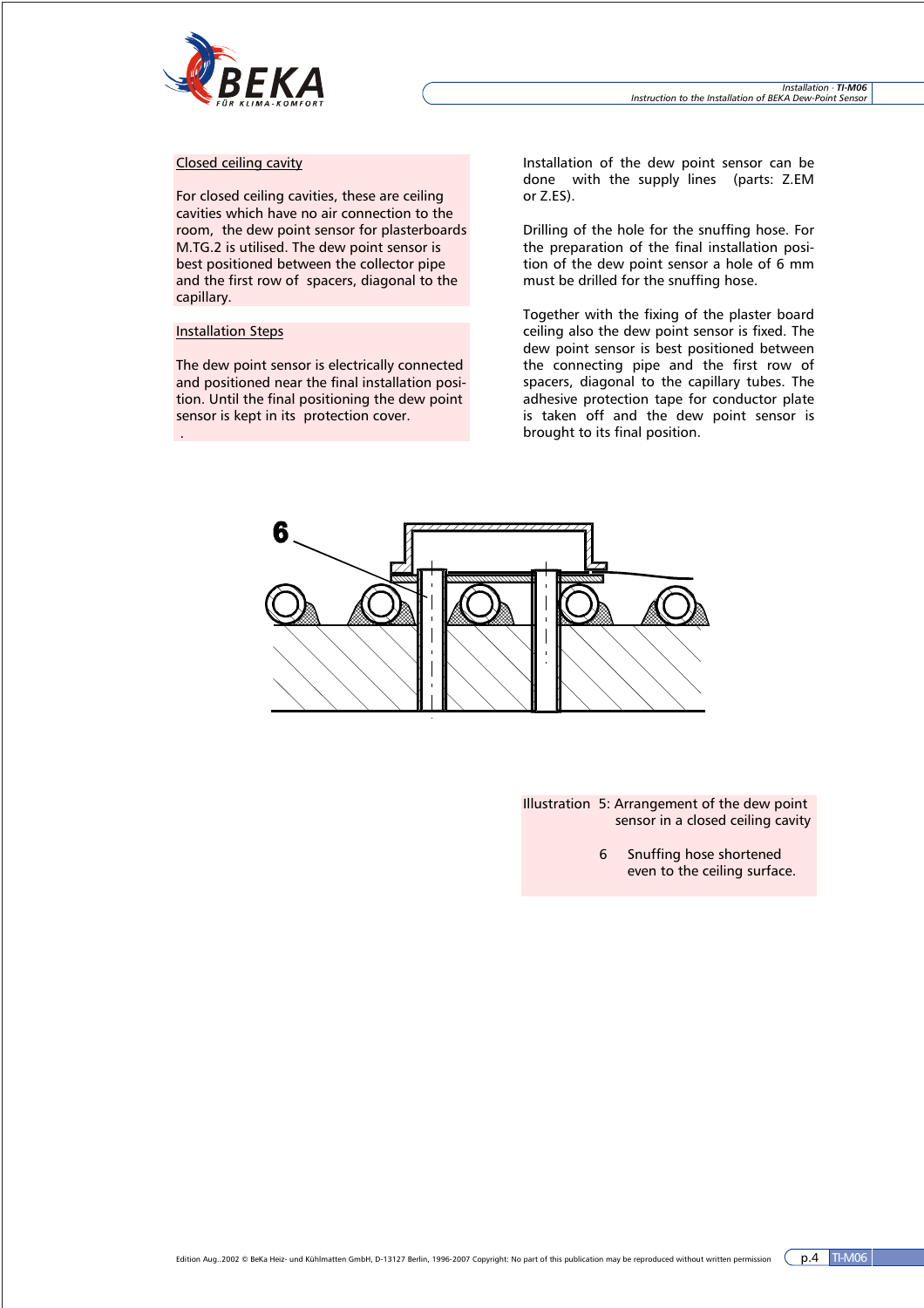Closed ceiling cavity

For closed ceiling cavities, these are ceiling cavities which have no air connection to the room, the dew point sensor for plasterboards M.TG.2 is utilised. The dew point sensor is best positioned between the collector pipe and the first row of spacers, diagonal to the capillary.

Installation Steps

The dew point sensor is electrically connected and positioned near the final installation position. Until the final positioning the dew point sensor is kept in its protection cover.

Installation of the dew point sensor can be done with the supply lines (parts: Z.EM or Z.ES).

Drilling of the hole for the snuffing hose. For the preparation of the final installation position of the dew point sensor a hole of 6 mm must be drilled for the snuffing hose.

Together with the fixing of the plaster board ceiling also the dew point sensor is fixed. The dew point sensor is best positioned between the connecting pipe and the first row of spacers, diagonal to the capillary tubes. The adhesive protection tape for conductor plate is taken off and the dew point sensor is brought to its final position.

6

Illustration 5: Arrangement of the dew point sensor in a closed ceiling cavity

6 Snuffing hose shortened even to the ceiling surface.